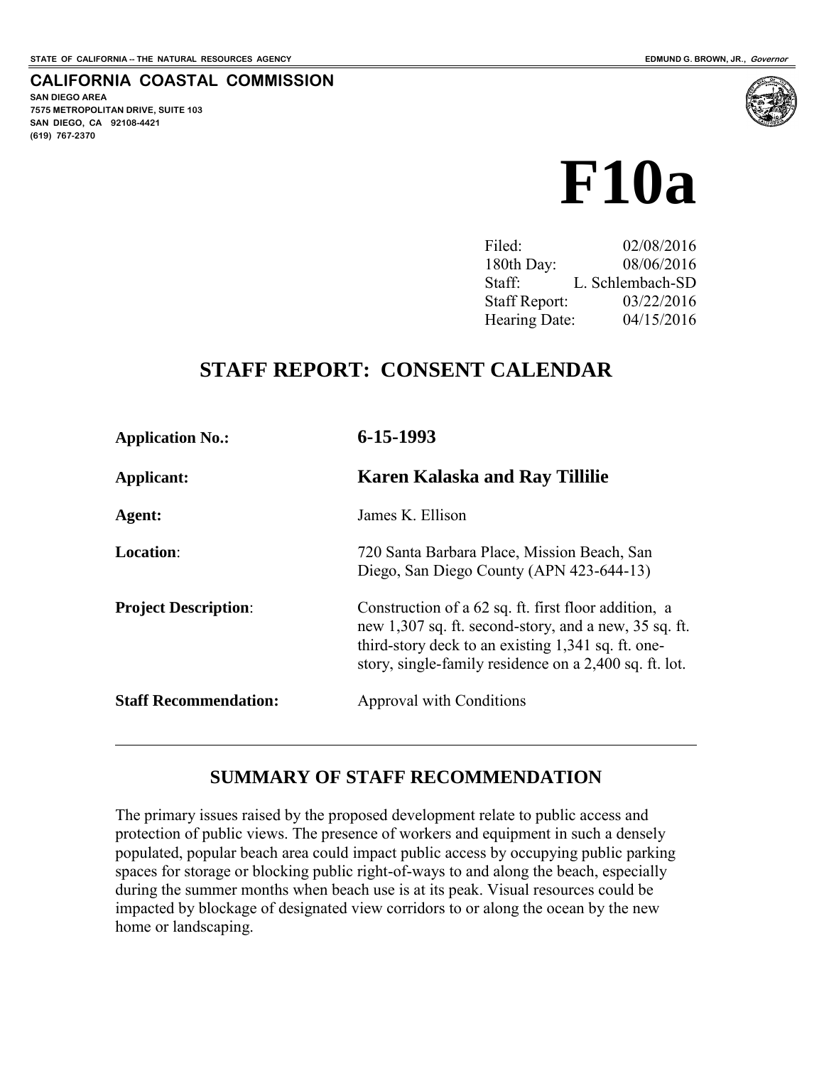STATE OF CALIFORNIA -- THE NATURAL RESOURCES AGENCY

EDMUND G. BROWN, JR., *Governor*

**CALIFORNIA COASTAL COMMISSION**

**SAN DIEGO AREA**
**7575 METROPOLITAN DRIVE, SUITE 103**
**SAN DIEGO, CA 92108-4421**
**(619) 767-2370**

# F10a

| | |
|---|---|
| Filed: | 02/08/2016 |
| 180th Day: | 08/06/2016 |
| Staff: | L. Schlembach-SD |
| Staff Report: | 03/22/2016 |
| Hearing Date: | 04/15/2016 |

## STAFF REPORT: CONSENT CALENDAR

| | |
|---|---|
| **Application No.:** | **6-15-1993** |
| **Applicant:** | **Karen Kalaska and Ray Tillilie** |
| **Agent:** | James K. Ellison |
| **Location**: | 720 Santa Barbara Place, Mission Beach, San Diego, San Diego County (APN 423-644-13) |
| **Project Description**: | Construction of a 62 sq. ft. first floor addition, a new 1,307 sq. ft. second-story, and a new, 35 sq. ft. third-story deck to an existing 1,341 sq. ft. one-story, single-family residence on a 2,400 sq. ft. lot. |
| **Staff Recommendation:** | Approval with Conditions |

## SUMMARY OF STAFF RECOMMENDATION

The primary issues raised by the proposed development relate to public access and protection of public views. The presence of workers and equipment in such a densely populated, popular beach area could impact public access by occupying public parking spaces for storage or blocking public right-of-ways to and along the beach, especially during the summer months when beach use is at its peak. Visual resources could be impacted by blockage of designated view corridors to or along the ocean by the new home or landscaping.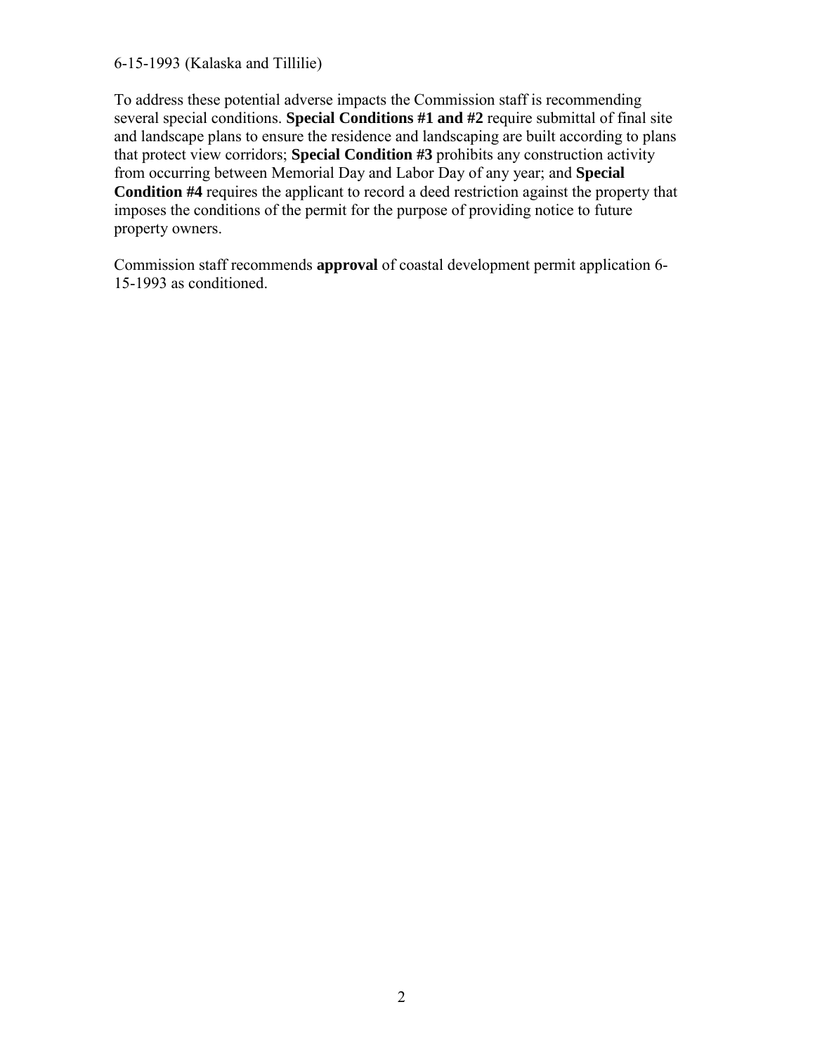To address these potential adverse impacts the Commission staff is recommending several special conditions. **Special Conditions #1 and #2** require submittal of final site and landscape plans to ensure the residence and landscaping are built according to plans that protect view corridors; **Special Condition #3** prohibits any construction activity from occurring between Memorial Day and Labor Day of any year; and **Special Condition #4** requires the applicant to record a deed restriction against the property that imposes the conditions of the permit for the purpose of providing notice to future property owners.

Commission staff recommends **approval** of coastal development permit application 6-15-1993 as conditioned.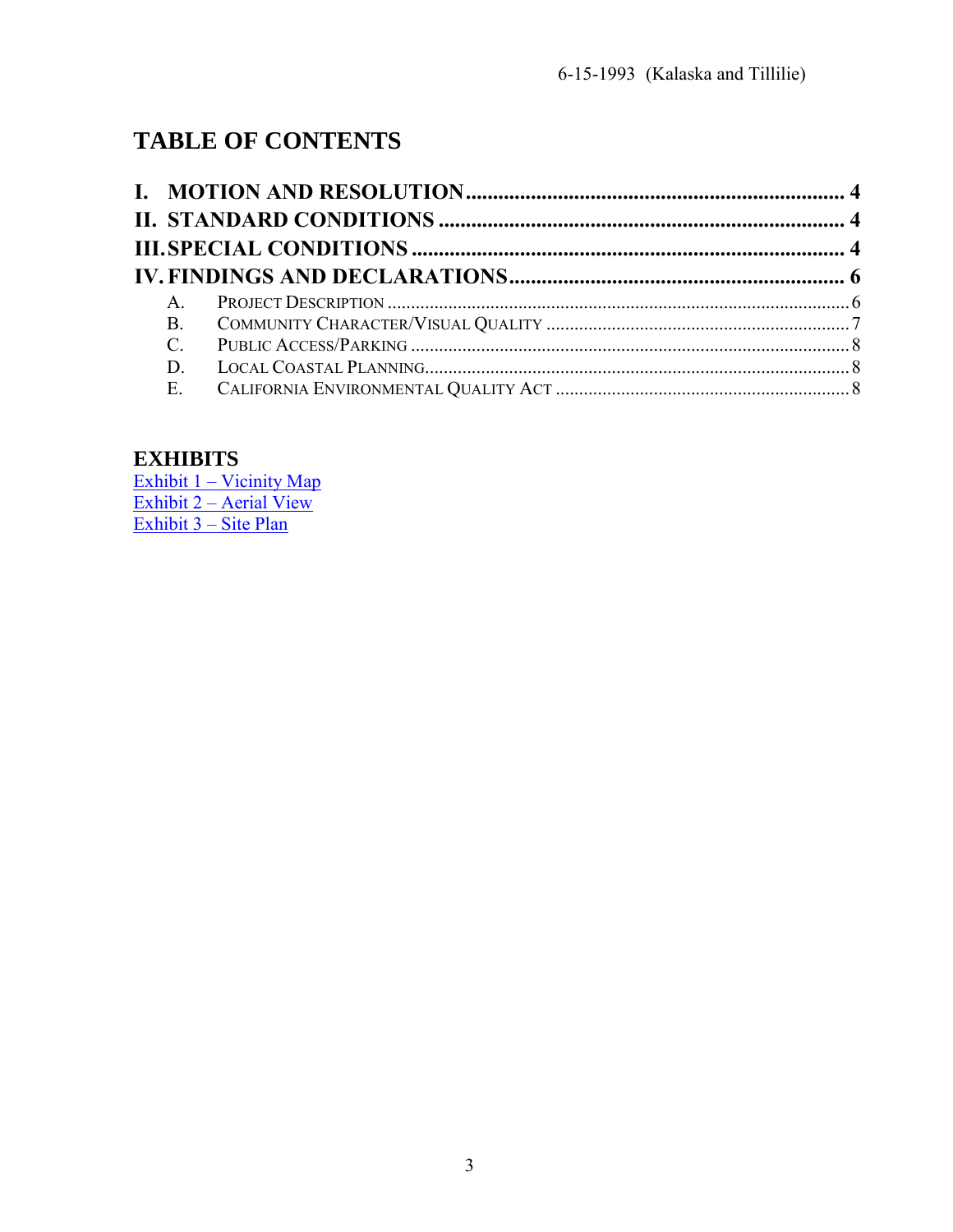# TABLE OF CONTENTS

**I. MOTION AND RESOLUTION ...................................................................... 4**

**II. STANDARD CONDITIONS ........................................................................ 4**

**III. SPECIAL CONDITIONS ........................................................................... 4**

**IV. FINDINGS AND DECLARATIONS ............................................................ 6**

- A. PROJECT DESCRIPTION ........................................................................ 6
- B. COMMUNITY CHARACTER/VISUAL QUALITY ......................................... 7
- C. PUBLIC ACCESS/PARKING ..................................................................... 8
- D. LOCAL COASTAL PLANNING ................................................................. 8
- E. CALIFORNIA ENVIRONMENTAL QUALITY ACT ....................................... 8

## EXHIBITS

Exhibit 1 – Vicinity Map
Exhibit 2 – Aerial View
Exhibit 3 – Site Plan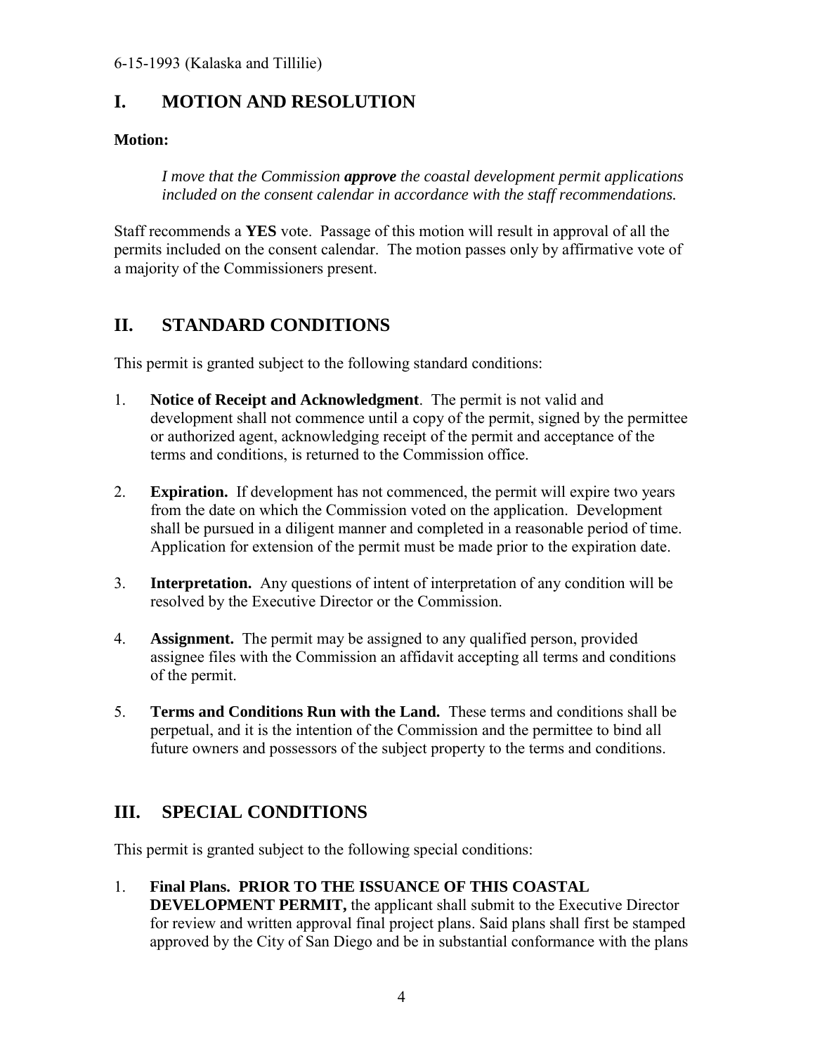## I. MOTION AND RESOLUTION

**Motion:**

> *I move that the Commission **approve** the coastal development permit applications included on the consent calendar in accordance with the staff recommendations.*

Staff recommends a **YES** vote. Passage of this motion will result in approval of all the permits included on the consent calendar. The motion passes only by affirmative vote of a majority of the Commissioners present.

## II. STANDARD CONDITIONS

This permit is granted subject to the following standard conditions:

1. **Notice of Receipt and Acknowledgment**. The permit is not valid and development shall not commence until a copy of the permit, signed by the permittee or authorized agent, acknowledging receipt of the permit and acceptance of the terms and conditions, is returned to the Commission office.

2. **Expiration.** If development has not commenced, the permit will expire two years from the date on which the Commission voted on the application. Development shall be pursued in a diligent manner and completed in a reasonable period of time. Application for extension of the permit must be made prior to the expiration date.

3. **Interpretation.** Any questions of intent of interpretation of any condition will be resolved by the Executive Director or the Commission.

4. **Assignment.** The permit may be assigned to any qualified person, provided assignee files with the Commission an affidavit accepting all terms and conditions of the permit.

5. **Terms and Conditions Run with the Land.** These terms and conditions shall be perpetual, and it is the intention of the Commission and the permittee to bind all future owners and possessors of the subject property to the terms and conditions.

## III. SPECIAL CONDITIONS

This permit is granted subject to the following special conditions:

1. **Final Plans. PRIOR TO THE ISSUANCE OF THIS COASTAL DEVELOPMENT PERMIT,** the applicant shall submit to the Executive Director for review and written approval final project plans. Said plans shall first be stamped approved by the City of San Diego and be in substantial conformance with the plans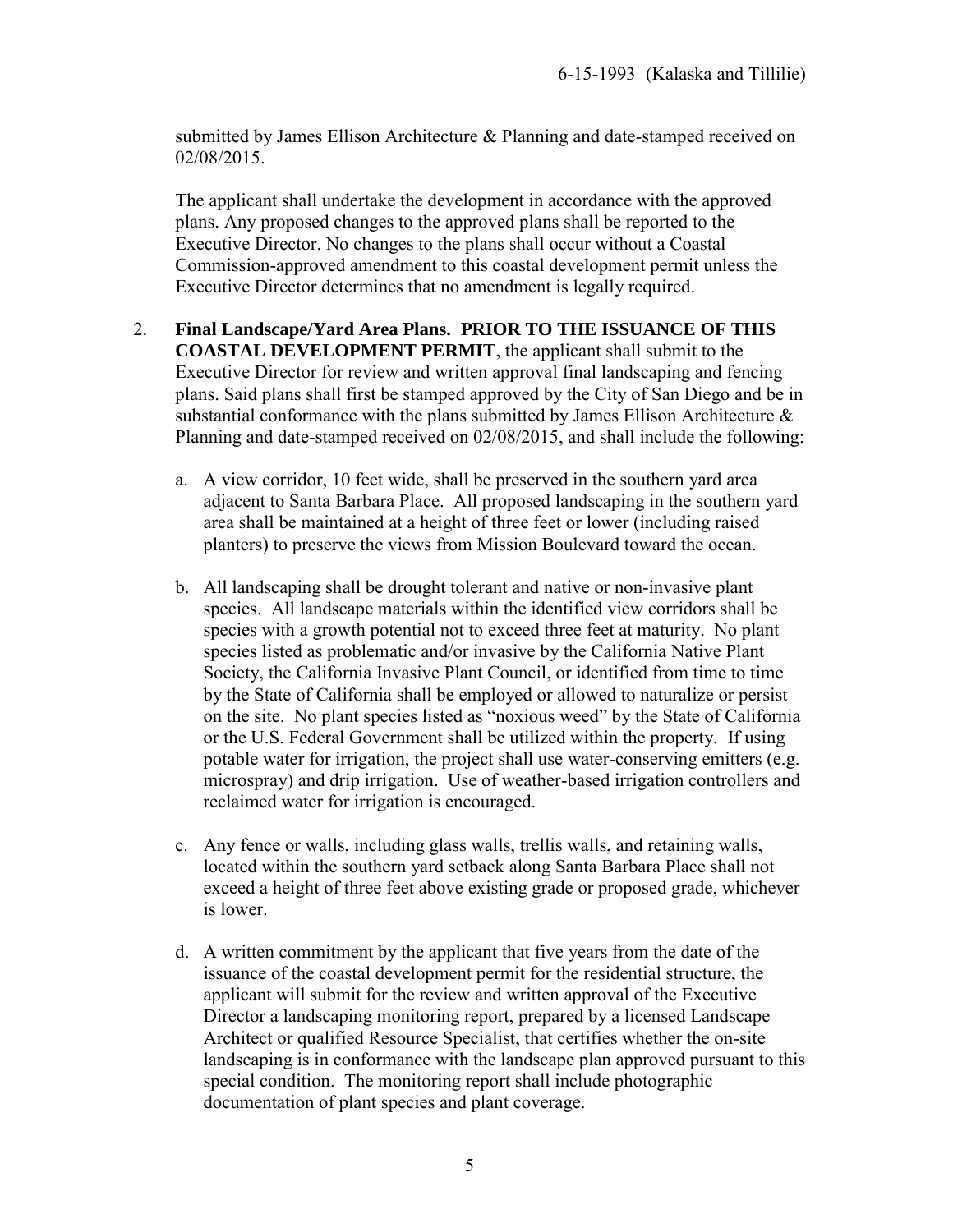submitted by James Ellison Architecture & Planning and date-stamped received on 02/08/2015.

The applicant shall undertake the development in accordance with the approved plans. Any proposed changes to the approved plans shall be reported to the Executive Director. No changes to the plans shall occur without a Coastal Commission-approved amendment to this coastal development permit unless the Executive Director determines that no amendment is legally required.

2. **Final Landscape/Yard Area Plans. PRIOR TO THE ISSUANCE OF THIS COASTAL DEVELOPMENT PERMIT**, the applicant shall submit to the Executive Director for review and written approval final landscaping and fencing plans. Said plans shall first be stamped approved by the City of San Diego and be in substantial conformance with the plans submitted by James Ellison Architecture & Planning and date-stamped received on 02/08/2015, and shall include the following:

   a. A view corridor, 10 feet wide, shall be preserved in the southern yard area adjacent to Santa Barbara Place. All proposed landscaping in the southern yard area shall be maintained at a height of three feet or lower (including raised planters) to preserve the views from Mission Boulevard toward the ocean.

   b. All landscaping shall be drought tolerant and native or non-invasive plant species. All landscape materials within the identified view corridors shall be species with a growth potential not to exceed three feet at maturity. No plant species listed as problematic and/or invasive by the California Native Plant Society, the California Invasive Plant Council, or identified from time to time by the State of California shall be employed or allowed to naturalize or persist on the site. No plant species listed as "noxious weed" by the State of California or the U.S. Federal Government shall be utilized within the property. If using potable water for irrigation, the project shall use water-conserving emitters (e.g. microspray) and drip irrigation. Use of weather-based irrigation controllers and reclaimed water for irrigation is encouraged.

   c. Any fence or walls, including glass walls, trellis walls, and retaining walls, located within the southern yard setback along Santa Barbara Place shall not exceed a height of three feet above existing grade or proposed grade, whichever is lower.

   d. A written commitment by the applicant that five years from the date of the issuance of the coastal development permit for the residential structure, the applicant will submit for the review and written approval of the Executive Director a landscaping monitoring report, prepared by a licensed Landscape Architect or qualified Resource Specialist, that certifies whether the on-site landscaping is in conformance with the landscape plan approved pursuant to this special condition. The monitoring report shall include photographic documentation of plant species and plant coverage.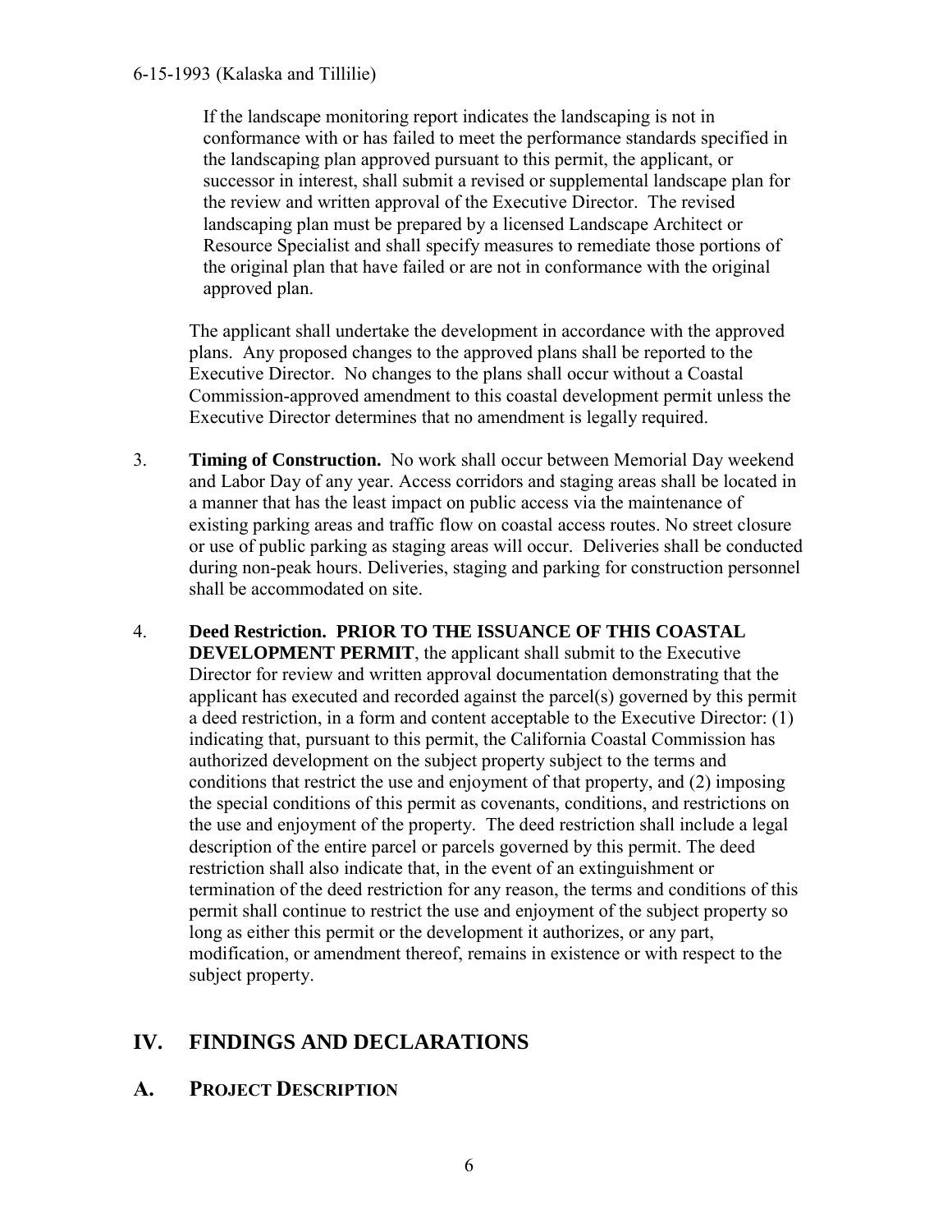If the landscape monitoring report indicates the landscaping is not in conformance with or has failed to meet the performance standards specified in the landscaping plan approved pursuant to this permit, the applicant, or successor in interest, shall submit a revised or supplemental landscape plan for the review and written approval of the Executive Director. The revised landscaping plan must be prepared by a licensed Landscape Architect or Resource Specialist and shall specify measures to remediate those portions of the original plan that have failed or are not in conformance with the original approved plan.

The applicant shall undertake the development in accordance with the approved plans. Any proposed changes to the approved plans shall be reported to the Executive Director. No changes to the plans shall occur without a Coastal Commission-approved amendment to this coastal development permit unless the Executive Director determines that no amendment is legally required.

3. **Timing of Construction.** No work shall occur between Memorial Day weekend and Labor Day of any year. Access corridors and staging areas shall be located in a manner that has the least impact on public access via the maintenance of existing parking areas and traffic flow on coastal access routes. No street closure or use of public parking as staging areas will occur. Deliveries shall be conducted during non-peak hours. Deliveries, staging and parking for construction personnel shall be accommodated on site.

4. **Deed Restriction. PRIOR TO THE ISSUANCE OF THIS COASTAL DEVELOPMENT PERMIT**, the applicant shall submit to the Executive Director for review and written approval documentation demonstrating that the applicant has executed and recorded against the parcel(s) governed by this permit a deed restriction, in a form and content acceptable to the Executive Director: (1) indicating that, pursuant to this permit, the California Coastal Commission has authorized development on the subject property subject to the terms and conditions that restrict the use and enjoyment of that property, and (2) imposing the special conditions of this permit as covenants, conditions, and restrictions on the use and enjoyment of the property. The deed restriction shall include a legal description of the entire parcel or parcels governed by this permit. The deed restriction shall also indicate that, in the event of an extinguishment or termination of the deed restriction for any reason, the terms and conditions of this permit shall continue to restrict the use and enjoyment of the subject property so long as either this permit or the development it authorizes, or any part, modification, or amendment thereof, remains in existence or with respect to the subject property.

## IV. FINDINGS AND DECLARATIONS

### A. PROJECT DESCRIPTION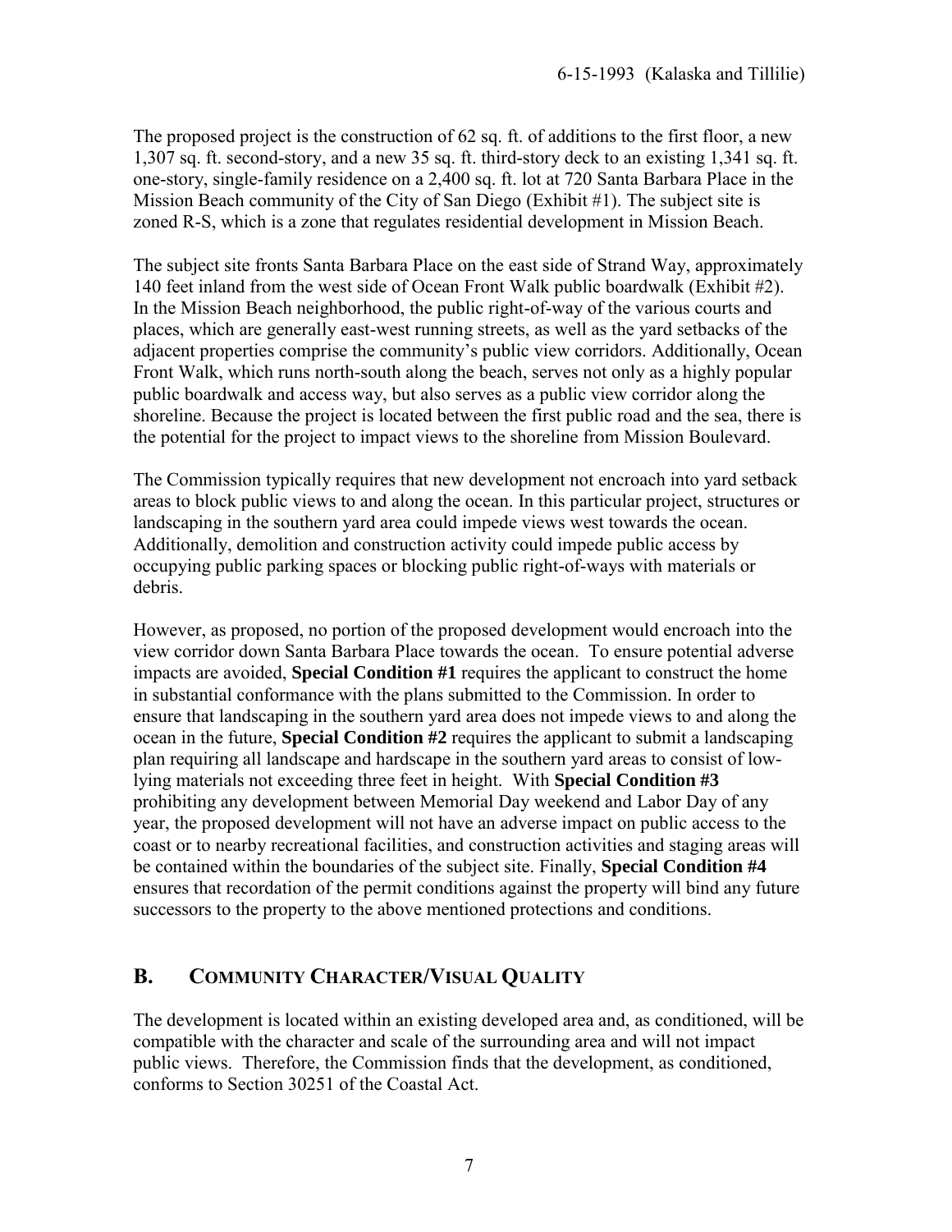The proposed project is the construction of 62 sq. ft. of additions to the first floor, a new 1,307 sq. ft. second-story, and a new 35 sq. ft. third-story deck to an existing 1,341 sq. ft. one-story, single-family residence on a 2,400 sq. ft. lot at 720 Santa Barbara Place in the Mission Beach community of the City of San Diego (Exhibit #1). The subject site is zoned R-S, which is a zone that regulates residential development in Mission Beach.

The subject site fronts Santa Barbara Place on the east side of Strand Way, approximately 140 feet inland from the west side of Ocean Front Walk public boardwalk (Exhibit #2). In the Mission Beach neighborhood, the public right-of-way of the various courts and places, which are generally east-west running streets, as well as the yard setbacks of the adjacent properties comprise the community's public view corridors. Additionally, Ocean Front Walk, which runs north-south along the beach, serves not only as a highly popular public boardwalk and access way, but also serves as a public view corridor along the shoreline. Because the project is located between the first public road and the sea, there is the potential for the project to impact views to the shoreline from Mission Boulevard.

The Commission typically requires that new development not encroach into yard setback areas to block public views to and along the ocean. In this particular project, structures or landscaping in the southern yard area could impede views west towards the ocean. Additionally, demolition and construction activity could impede public access by occupying public parking spaces or blocking public right-of-ways with materials or debris.

However, as proposed, no portion of the proposed development would encroach into the view corridor down Santa Barbara Place towards the ocean. To ensure potential adverse impacts are avoided, **Special Condition #1** requires the applicant to construct the home in substantial conformance with the plans submitted to the Commission. In order to ensure that landscaping in the southern yard area does not impede views to and along the ocean in the future, **Special Condition #2** requires the applicant to submit a landscaping plan requiring all landscape and hardscape in the southern yard areas to consist of low-lying materials not exceeding three feet in height. With **Special Condition #3** prohibiting any development between Memorial Day weekend and Labor Day of any year, the proposed development will not have an adverse impact on public access to the coast or to nearby recreational facilities, and construction activities and staging areas will be contained within the boundaries of the subject site. Finally, **Special Condition #4** ensures that recordation of the permit conditions against the property will bind any future successors to the property to the above mentioned protections and conditions.

## B. COMMUNITY CHARACTER/VISUAL QUALITY

The development is located within an existing developed area and, as conditioned, will be compatible with the character and scale of the surrounding area and will not impact public views. Therefore, the Commission finds that the development, as conditioned, conforms to Section 30251 of the Coastal Act.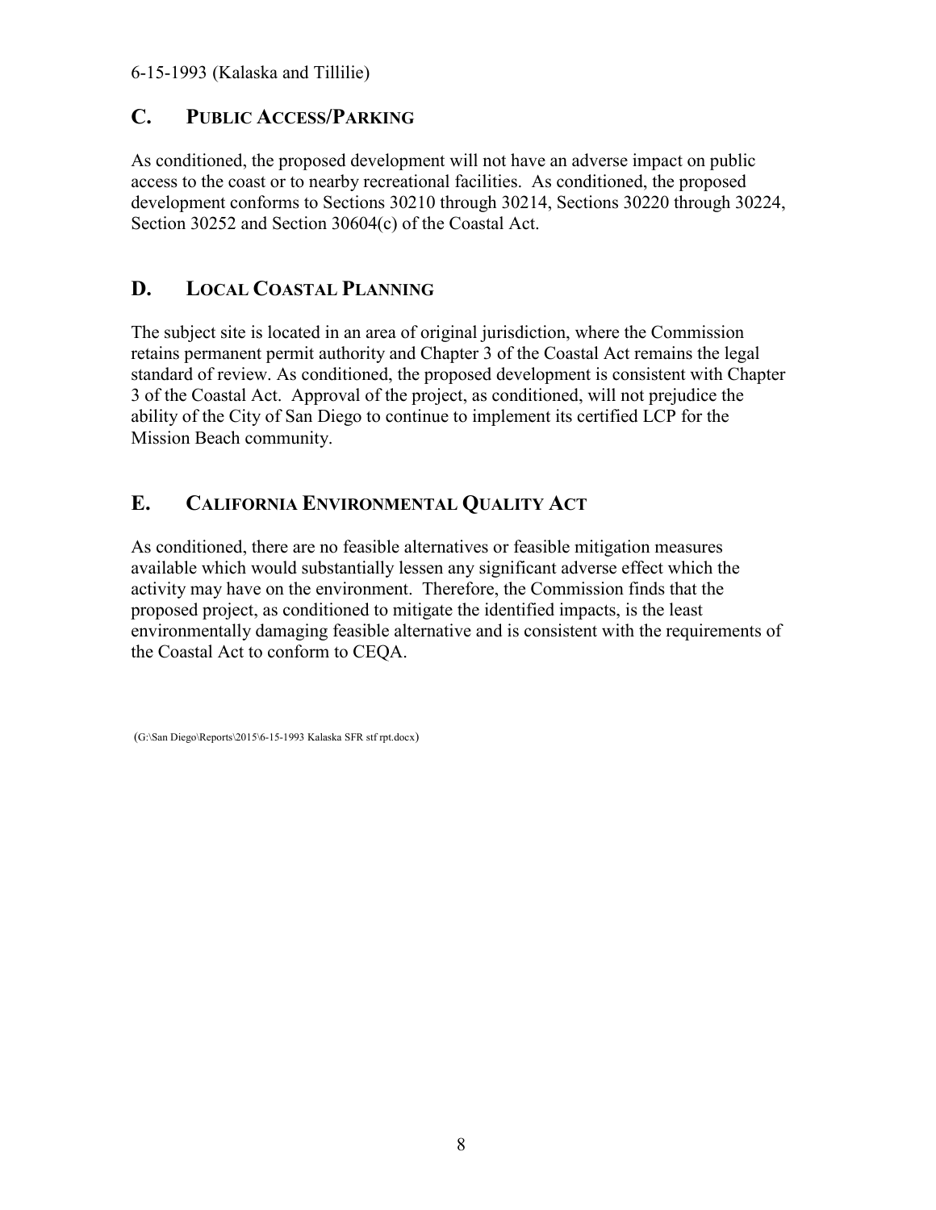## C. PUBLIC ACCESS/PARKING

As conditioned, the proposed development will not have an adverse impact on public access to the coast or to nearby recreational facilities. As conditioned, the proposed development conforms to Sections 30210 through 30214, Sections 30220 through 30224, Section 30252 and Section 30604(c) of the Coastal Act.

## D. LOCAL COASTAL PLANNING

The subject site is located in an area of original jurisdiction, where the Commission retains permanent permit authority and Chapter 3 of the Coastal Act remains the legal standard of review. As conditioned, the proposed development is consistent with Chapter 3 of the Coastal Act. Approval of the project, as conditioned, will not prejudice the ability of the City of San Diego to continue to implement its certified LCP for the Mission Beach community.

## E. CALIFORNIA ENVIRONMENTAL QUALITY ACT

As conditioned, there are no feasible alternatives or feasible mitigation measures available which would substantially lessen any significant adverse effect which the activity may have on the environment. Therefore, the Commission finds that the proposed project, as conditioned to mitigate the identified impacts, is the least environmentally damaging feasible alternative and is consistent with the requirements of the Coastal Act to conform to CEQA.

(G:\San Diego\Reports\2015\6-15-1993 Kalaska SFR stf rpt.docx)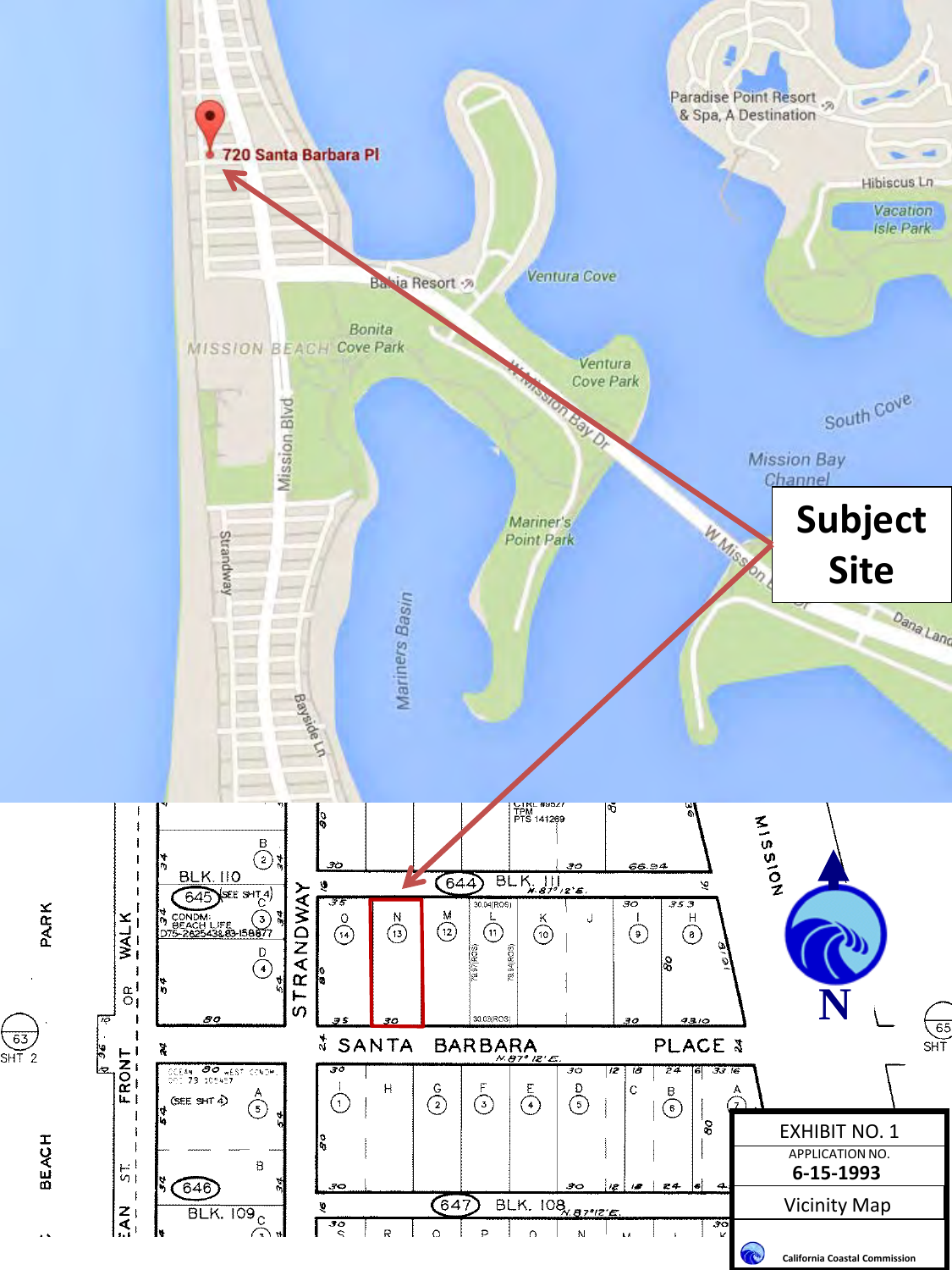720 Santa Barbara Pl

**Subject Site**

EXHIBIT NO. 1

APPLICATION NO.

**6-15-1993**

Vicinity Map

California Coastal Commission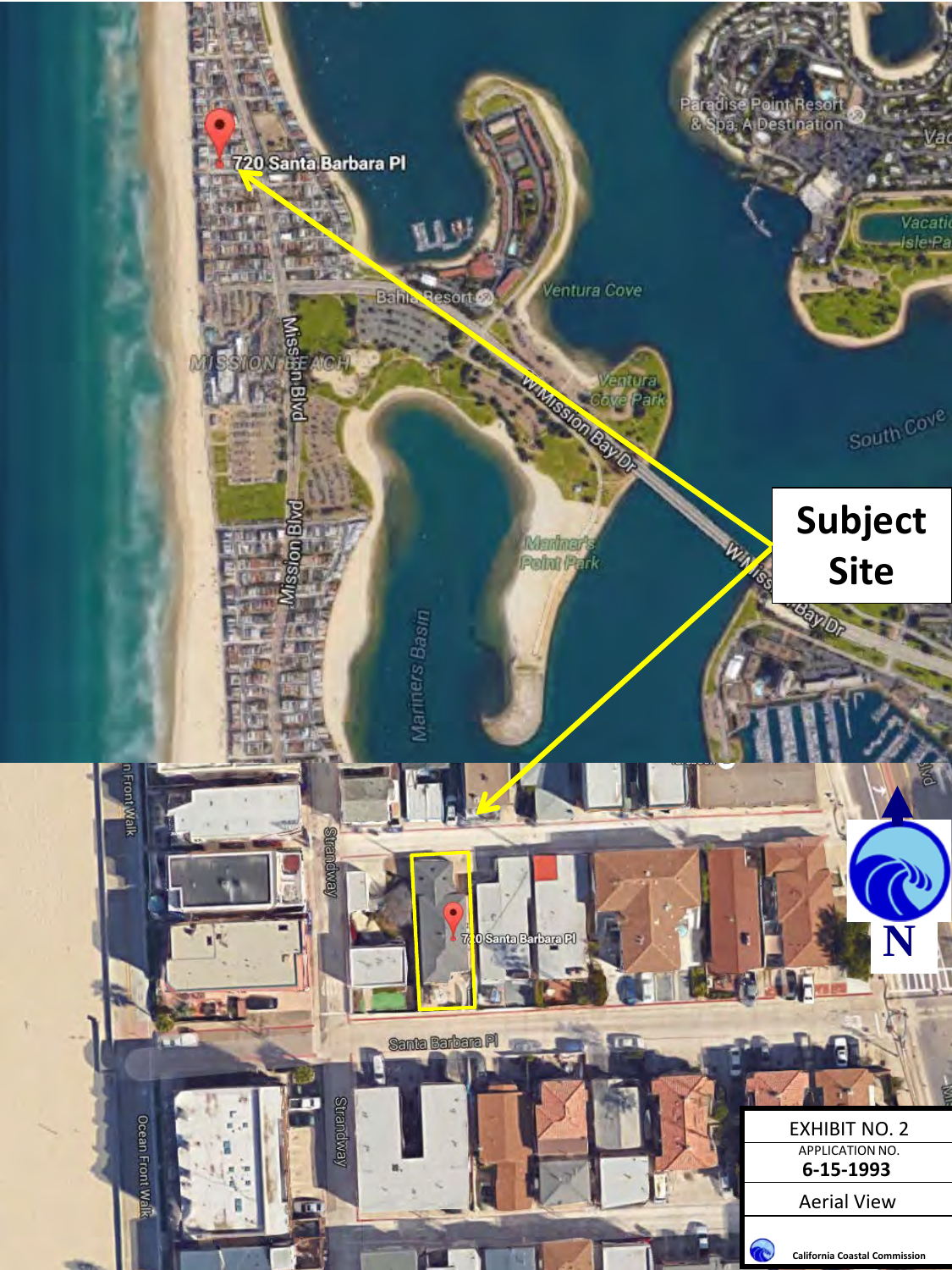**Subject Site**

720 Santa Barbara Pl

| EXHIBIT NO. 2 |
| --- |
| APPLICATION NO. |
| **6-15-1993** |
| Aerial View |
| California Coastal Commission |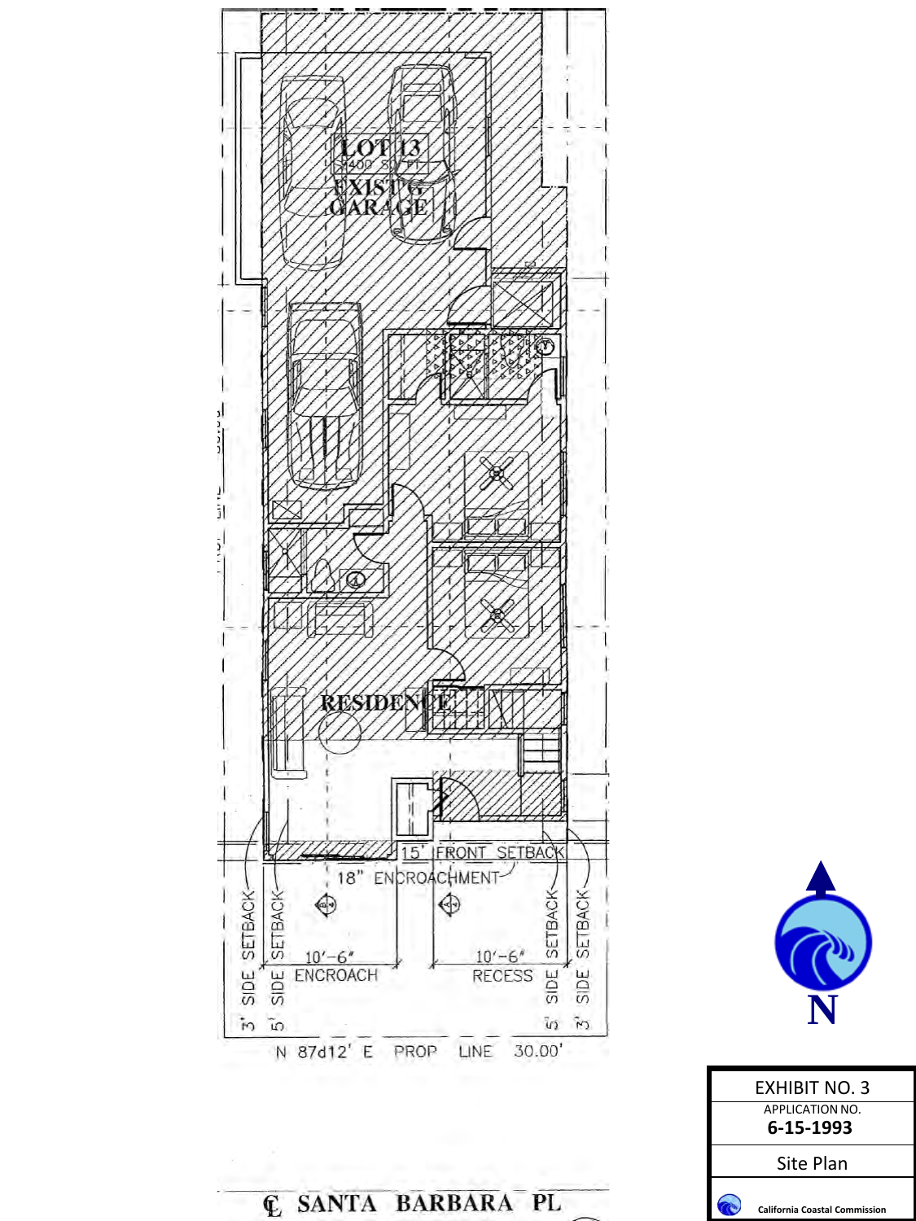LOT 13
2400 SQ FT
EXIST'G
GARAGE

RESIDENCE

15' FRONT SETBACK

18" ENCROACHMENT

10'-6" ENCROACH

10'-6" RECESS

3' SIDE SETBACK

5' SIDE SETBACK

5' SIDE SETBACK

3' SIDE SETBACK

N 87d12' E PROP LINE 30.00'

℄ SANTA BARBARA PL

N

EXHIBIT NO. 3

APPLICATION NO.

**6-15-1993**

Site Plan

California Coastal Commission